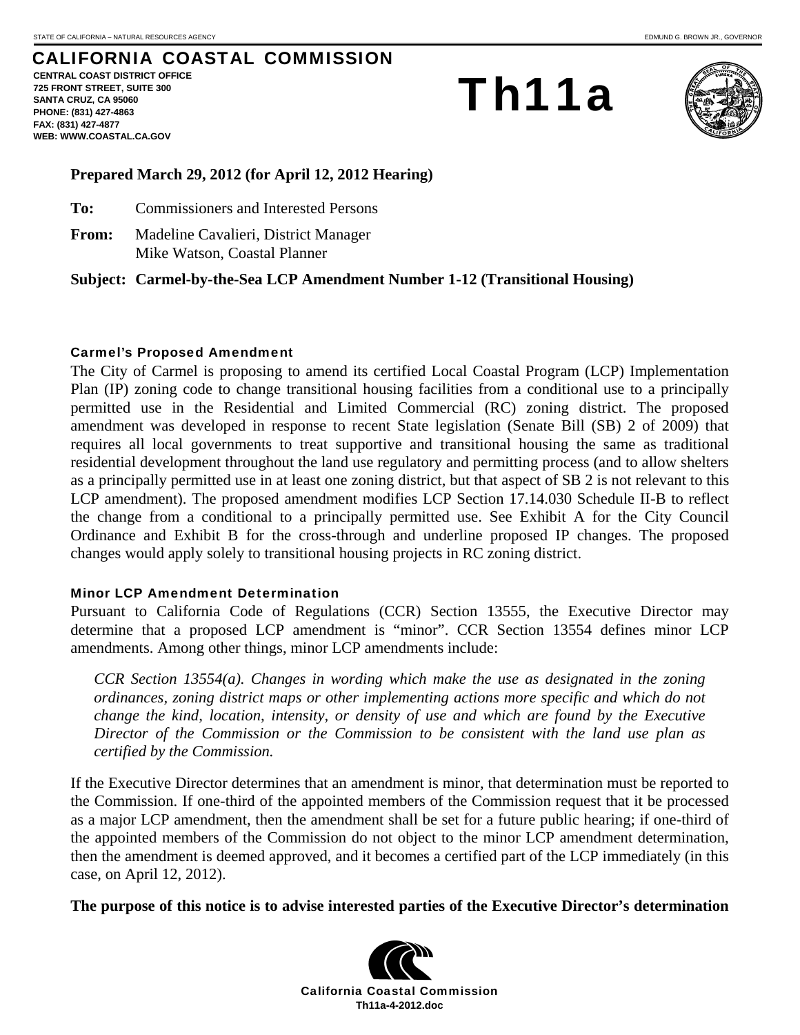STATE OF CALIFORNIA – NATURAL RESOURCES AGENCY | EDMUND G. BROWN JR., GOVERNOR

# CALIFORNIA COASTAL COMMISSION

**CENTRAL COAST DISTRICT OFFICE**
**725 FRONT STREET, SUITE 300**
**SANTA CRUZ, CA 95060**
**PHONE: (831) 427-4863**
**FAX: (831) 427-4877**
**WEB: WWW.COASTAL.CA.GOV**

# Th11a

**Prepared March 29, 2012 (for April 12, 2012 Hearing)**

**To:** Commissioners and Interested Persons

**From:** Madeline Cavalieri, District Manager
Mike Watson, Coastal Planner

**Subject: Carmel-by-the-Sea LCP Amendment Number 1-12 (Transitional Housing)**

#### Carmel's Proposed Amendment

The City of Carmel is proposing to amend its certified Local Coastal Program (LCP) Implementation Plan (IP) zoning code to change transitional housing facilities from a conditional use to a principally permitted use in the Residential and Limited Commercial (RC) zoning district. The proposed amendment was developed in response to recent State legislation (Senate Bill (SB) 2 of 2009) that requires all local governments to treat supportive and transitional housing the same as traditional residential development throughout the land use regulatory and permitting process (and to allow shelters as a principally permitted use in at least one zoning district, but that aspect of SB 2 is not relevant to this LCP amendment). The proposed amendment modifies LCP Section 17.14.030 Schedule II-B to reflect the change from a conditional to a principally permitted use. See Exhibit A for the City Council Ordinance and Exhibit B for the cross-through and underline proposed IP changes. The proposed changes would apply solely to transitional housing projects in RC zoning district.

#### Minor LCP Amendment Determination

Pursuant to California Code of Regulations (CCR) Section 13555, the Executive Director may determine that a proposed LCP amendment is "minor". CCR Section 13554 defines minor LCP amendments. Among other things, minor LCP amendments include:

> *CCR Section 13554(a). Changes in wording which make the use as designated in the zoning ordinances, zoning district maps or other implementing actions more specific and which do not change the kind, location, intensity, or density of use and which are found by the Executive Director of the Commission or the Commission to be consistent with the land use plan as certified by the Commission.*

If the Executive Director determines that an amendment is minor, that determination must be reported to the Commission. If one-third of the appointed members of the Commission request that it be processed as a major LCP amendment, then the amendment shall be set for a future public hearing; if one-third of the appointed members of the Commission do not object to the minor LCP amendment determination, then the amendment is deemed approved, and it becomes a certified part of the LCP immediately (in this case, on April 12, 2012).

**The purpose of this notice is to advise interested parties of the Executive Director's determination**

California Coastal Commission
Th11a-4-2012.doc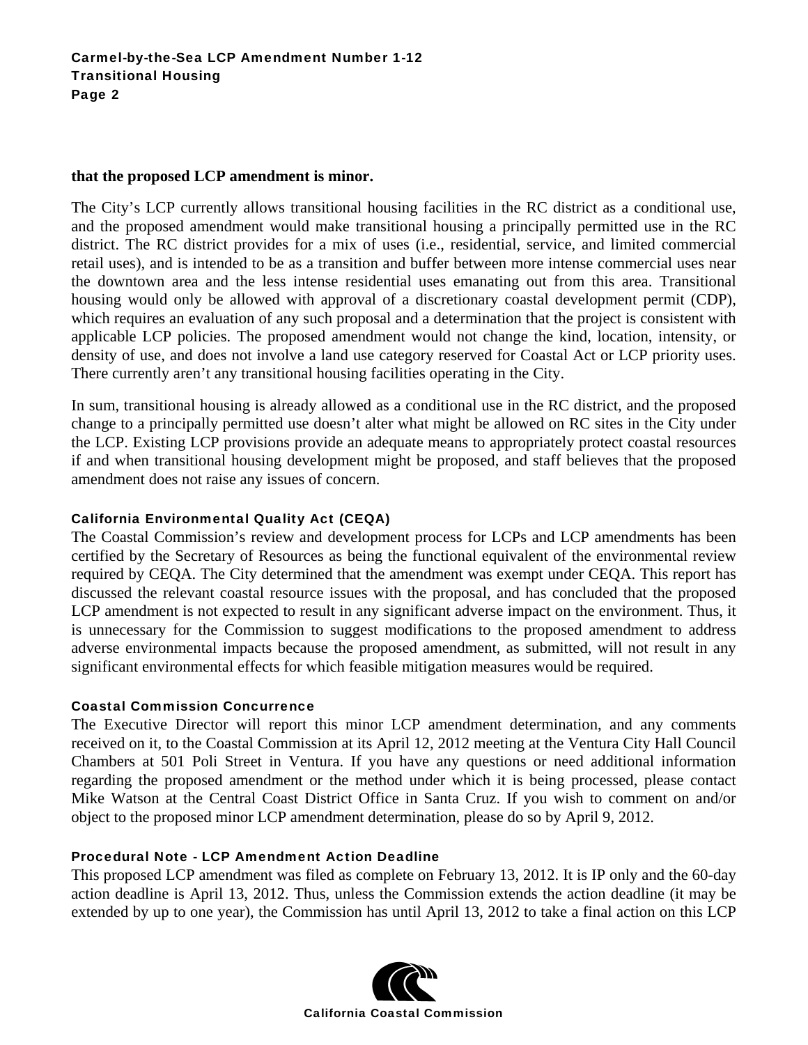**that the proposed LCP amendment is minor.**

The City's LCP currently allows transitional housing facilities in the RC district as a conditional use, and the proposed amendment would make transitional housing a principally permitted use in the RC district. The RC district provides for a mix of uses (i.e., residential, service, and limited commercial retail uses), and is intended to be as a transition and buffer between more intense commercial uses near the downtown area and the less intense residential uses emanating out from this area. Transitional housing would only be allowed with approval of a discretionary coastal development permit (CDP), which requires an evaluation of any such proposal and a determination that the project is consistent with applicable LCP policies. The proposed amendment would not change the kind, location, intensity, or density of use, and does not involve a land use category reserved for Coastal Act or LCP priority uses. There currently aren't any transitional housing facilities operating in the City.

In sum, transitional housing is already allowed as a conditional use in the RC district, and the proposed change to a principally permitted use doesn't alter what might be allowed on RC sites in the City under the LCP. Existing LCP provisions provide an adequate means to appropriately protect coastal resources if and when transitional housing development might be proposed, and staff believes that the proposed amendment does not raise any issues of concern.

#### California Environmental Quality Act (CEQA)

The Coastal Commission's review and development process for LCPs and LCP amendments has been certified by the Secretary of Resources as being the functional equivalent of the environmental review required by CEQA. The City determined that the amendment was exempt under CEQA. This report has discussed the relevant coastal resource issues with the proposal, and has concluded that the proposed LCP amendment is not expected to result in any significant adverse impact on the environment. Thus, it is unnecessary for the Commission to suggest modifications to the proposed amendment to address adverse environmental impacts because the proposed amendment, as submitted, will not result in any significant environmental effects for which feasible mitigation measures would be required.

#### Coastal Commission Concurrence

The Executive Director will report this minor LCP amendment determination, and any comments received on it, to the Coastal Commission at its April 12, 2012 meeting at the Ventura City Hall Council Chambers at 501 Poli Street in Ventura. If you have any questions or need additional information regarding the proposed amendment or the method under which it is being processed, please contact Mike Watson at the Central Coast District Office in Santa Cruz. If you wish to comment on and/or object to the proposed minor LCP amendment determination, please do so by April 9, 2012.

#### Procedural Note - LCP Amendment Action Deadline

This proposed LCP amendment was filed as complete on February 13, 2012. It is IP only and the 60-day action deadline is April 13, 2012. Thus, unless the Commission extends the action deadline (it may be extended by up to one year), the Commission has until April 13, 2012 to take a final action on this LCP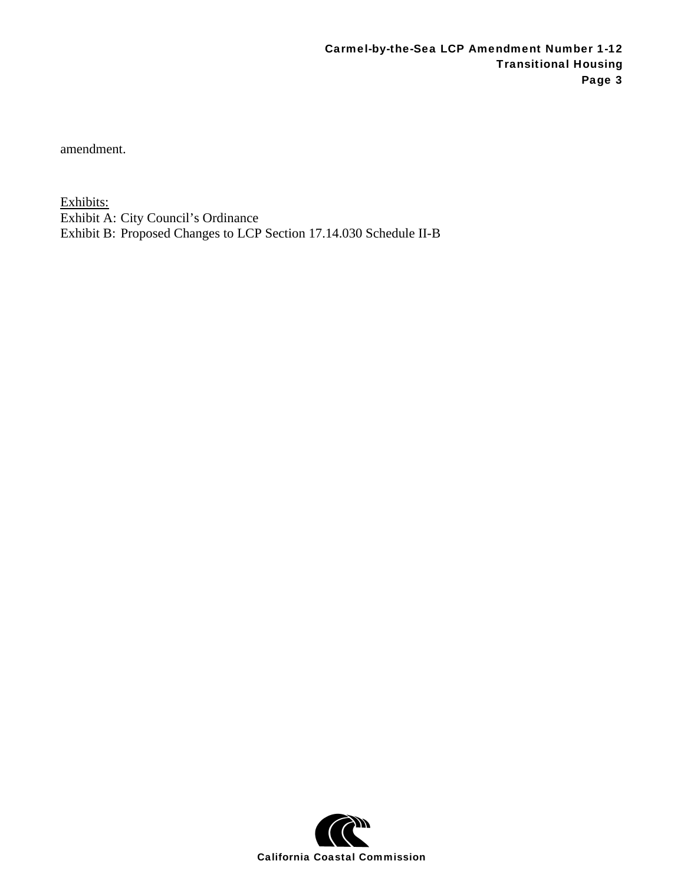amendment.

<u>Exhibits:</u>
Exhibit A: City Council's Ordinance
Exhibit B: Proposed Changes to LCP Section 17.14.030 Schedule II-B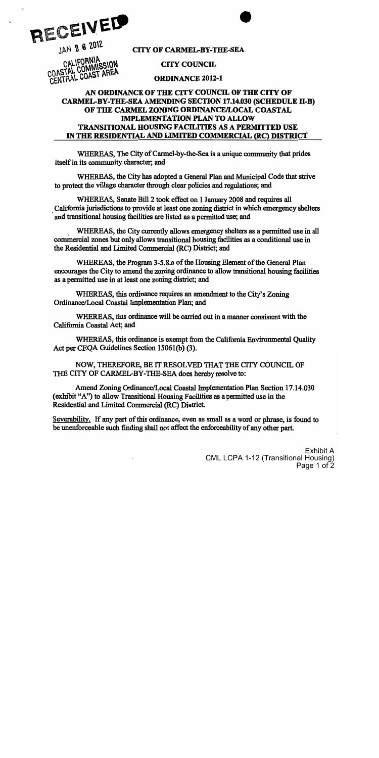RECEIVED

JAN 2 6 2012

CALIFORNIA
COASTAL COMMISSION
CENTRAL COAST AREA

**CITY OF CARMEL-BY-THE-SEA**

**CITY COUNCIL**

**ORDINANCE 2012-1**

**AN ORDINANCE OF THE CITY COUNCIL OF THE CITY OF CARMEL-BY-THE-SEA AMENDING SECTION 17.14.030 (SCHEDULE II-B) OF THE CARMEL ZONING ORDINANCE/LOCAL COASTAL IMPLEMENTATION PLAN TO ALLOW TRANSITIONAL HOUSING FACILITIES AS A PERMITTED USE IN THE RESIDENTIAL AND LIMITED COMMERCIAL (RC) DISTRICT**

WHEREAS, The City of Carmel-by-the-Sea is a unique community that prides itself in its community character; and

WHEREAS, the City has adopted a General Plan and Municipal Code that strive to protect the village character through clear policies and regulations; and

WHEREAS, Senate Bill 2 took effect on 1 January 2008 and requires all California jurisdictions to provide at least one zoning district in which emergency shelters and transitional housing facilities are listed as a permitted use; and

WHEREAS, the City currently allows emergency shelters as a permitted use in all commercial zones but only allows transitional housing facilities as a conditional use in the Residential and Limited Commercial (RC) District; and

WHEREAS, the Program 3-5.8.a of the Housing Element of the General Plan encourages the City to amend the zoning ordinance to allow transitional housing facilities as a permitted use in at least one zoning district; and

WHEREAS, this ordinance requires an amendment to the City's Zoning Ordinance/Local Coastal Implementation Plan; and

WHEREAS, this ordinance will be carried out in a manner consistent with the California Coastal Act; and

WHEREAS, this ordinance is exempt from the California Environmental Quality Act per CEQA Guidelines Section 15061(b) (3).

NOW, THEREFORE, BE IT RESOLVED THAT THE CITY COUNCIL OF THE CITY OF CARMEL-BY-THE-SEA does hereby resolve to:

Amend Zoning Ordinance/Local Coastal Implementation Plan Section 17.14.030 (exhibit "A") to allow Transitional Housing Facilities as a permitted use in the Residential and Limited Commercial (RC) District.

Severability. If any part of this ordinance, even as small as a word or phrase, is found to be unenforceable such finding shall not affect the enforceability of any other part.

Exhibit A
CML LCPA 1-12 (Transitional Housing)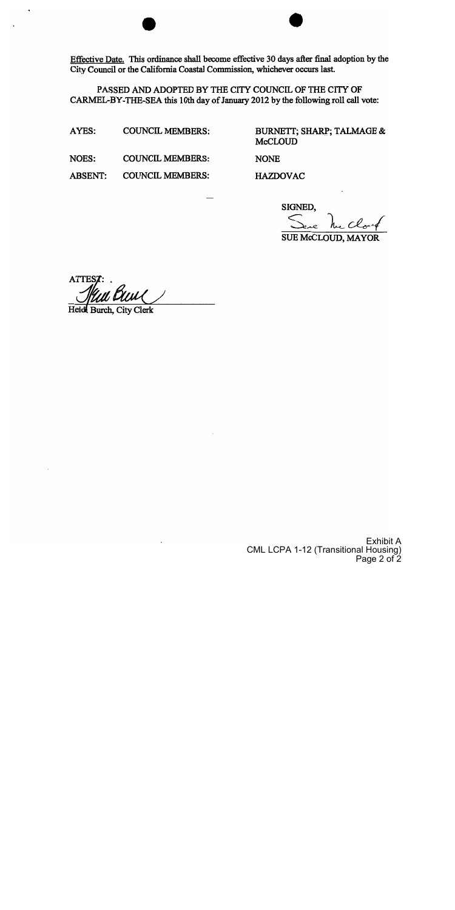<u>Effective Date.</u> This ordinance shall become effective 30 days after final adoption by the City Council or the California Coastal Commission, whichever occurs last.

PASSED AND ADOPTED BY THE CITY COUNCIL OF THE CITY OF CARMEL-BY-THE-SEA this 10th day of January 2012 by the following roll call vote:

| | | |
|---|---|---|
| AYES: | COUNCIL MEMBERS: | BURNETT; SHARP; TALMAGE & McCLOUD |
| NOES: | COUNCIL MEMBERS: | NONE |
| ABSENT: | COUNCIL MEMBERS: | HAZDOVAC |

SIGNED,

SUE McCLOUD, MAYOR

ATTEST:

Heidi Burch, City Clerk

Exhibit A
CML LCPA 1-12 (Transitional Housing)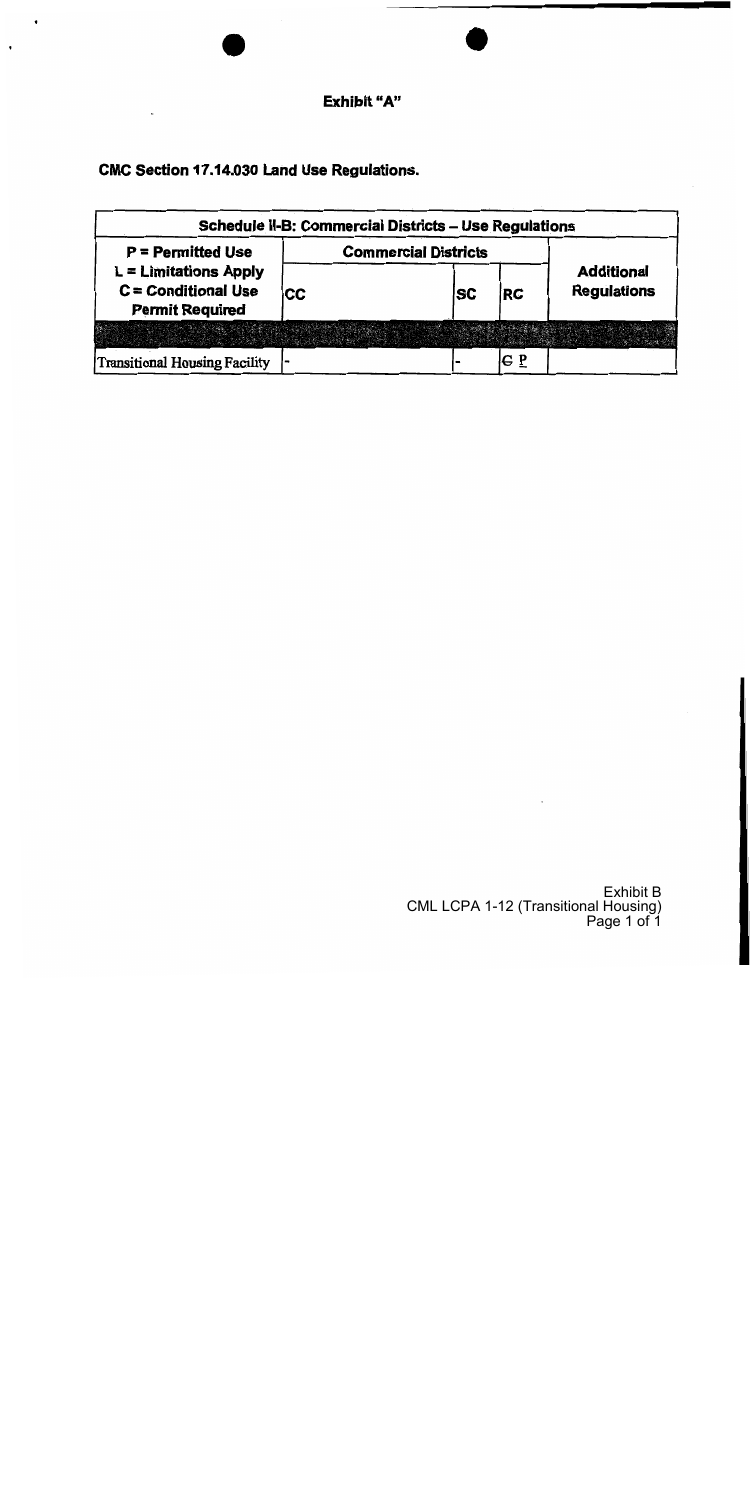**Exhibit "A"**

**CMC Section 17.14.030 Land Use Regulations.**

| Schedule II-B: Commercial Districts – Use Regulations | | | | |
|---|---|---|---|---|
| **P = Permitted Use** **L = Limitations Apply** **C = Conditional Use Permit Required** | **Commercial Districts** | | | **Additional Regulations** |
| | **CC** | **SC** | **RC** | |
| | | | | |
| Transitional Housing Facility | - | - | ~~C~~ <u>P</u> | |

Exhibit B
CML LCPA 1-12 (Transitional Housing)
Page 1 of 1